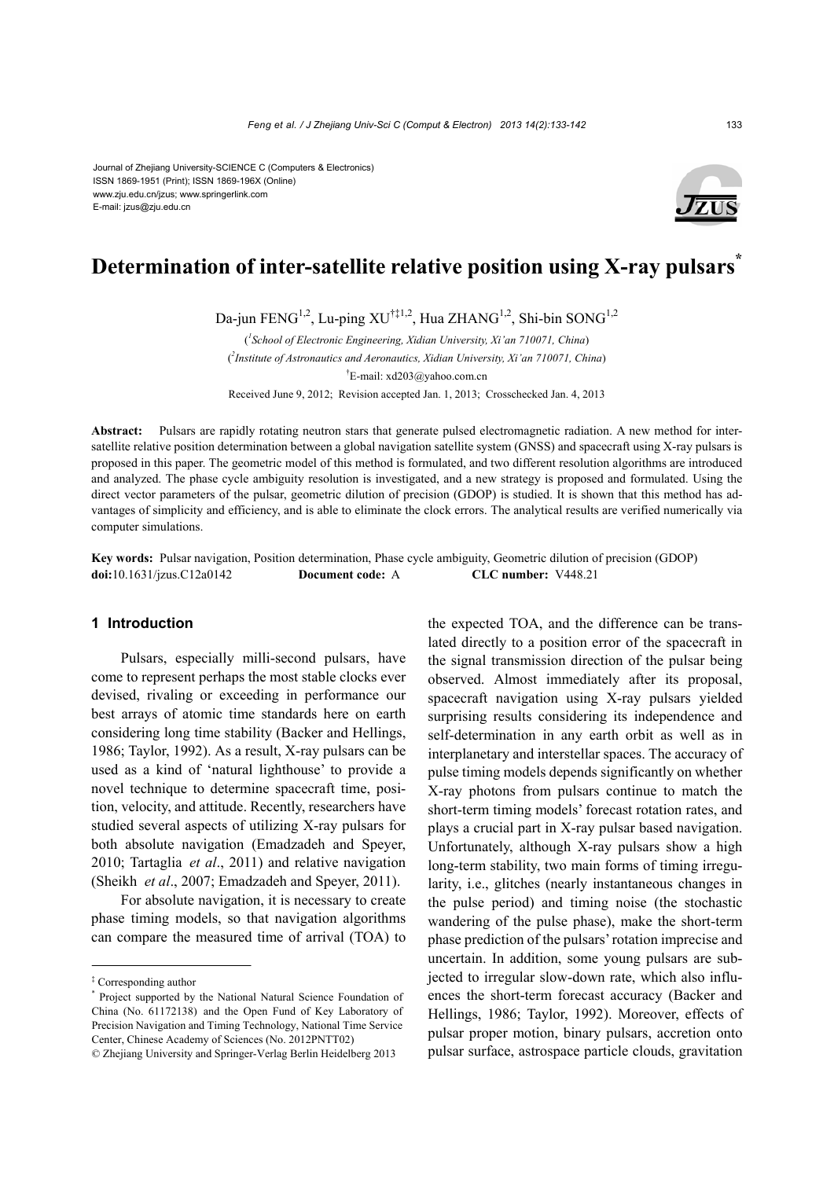Journal of Zhejiang University-SCIENCE C (Computers & Electronics)
ISSN 1869-1951 (Print); ISSN 1869-196X (Online)
www.zju.edu.cn/jzus; www.springerlink.com
E-mail: jzus@zju.edu.cn

# Determination of inter-satellite relative position using X-ray pulsars*

Da-jun FENG[1,2], Lu-ping XU[†‡1,2], Hua ZHANG[1,2], Shi-bin SONG[1,2]

([1]School of Electronic Engineering, Xidian University, Xi'an 710071, China)

([2]Institute of Astronautics and Aeronautics, Xidian University, Xi'an 710071, China)

[†]E-mail: xd203@yahoo.com.cn

Received June 9, 2012; Revision accepted Jan. 1, 2013; Crosschecked Jan. 4, 2013

**Abstract:** Pulsars are rapidly rotating neutron stars that generate pulsed electromagnetic radiation. A new method for inter-satellite relative position determination between a global navigation satellite system (GNSS) and spacecraft using X-ray pulsars is proposed in this paper. The geometric model of this method is formulated, and two different resolution algorithms are introduced and analyzed. The phase cycle ambiguity resolution is investigated, and a new strategy is proposed and formulated. Using the direct vector parameters of the pulsar, geometric dilution of precision (GDOP) is studied. It is shown that this method has advantages of simplicity and efficiency, and is able to eliminate the clock errors. The analytical results are verified numerically via computer simulations.

**Key words:** Pulsar navigation, Position determination, Phase cycle ambiguity, Geometric dilution of precision (GDOP)
**doi:**10.1631/jzus.C12a0142 **Document code:** A **CLC number:** V448.21

## 1 Introduction

Pulsars, especially milli-second pulsars, have come to represent perhaps the most stable clocks ever devised, rivaling or exceeding in performance our best arrays of atomic time standards here on earth considering long time stability (Backer and Hellings, 1986; Taylor, 1992). As a result, X-ray pulsars can be used as a kind of 'natural lighthouse' to provide a novel technique to determine spacecraft time, position, velocity, and attitude. Recently, researchers have studied several aspects of utilizing X-ray pulsars for both absolute navigation (Emadzadeh and Speyer, 2010; Tartaglia *et al*., 2011) and relative navigation (Sheikh *et al*., 2007; Emadzadeh and Speyer, 2011).

For absolute navigation, it is necessary to create phase timing models, so that navigation algorithms can compare the measured time of arrival (TOA) to the expected TOA, and the difference can be translated directly to a position error of the spacecraft in the signal transmission direction of the pulsar being observed. Almost immediately after its proposal, spacecraft navigation using X-ray pulsars yielded surprising results considering its independence and self-determination in any earth orbit as well as in interplanetary and interstellar spaces. The accuracy of pulse timing models depends significantly on whether X-ray photons from pulsars continue to match the short-term timing models' forecast rotation rates, and plays a crucial part in X-ray pulsar based navigation. Unfortunately, although X-ray pulsars show a high long-term stability, two main forms of timing irregularity, i.e., glitches (nearly instantaneous changes in the pulse period) and timing noise (the stochastic wandering of the pulse phase), make the short-term phase prediction of the pulsars' rotation imprecise and uncertain. In addition, some young pulsars are subjected to irregular slow-down rate, which also influences the short-term forecast accuracy (Backer and Hellings, 1986; Taylor, 1992). Moreover, effects of pulsar proper motion, binary pulsars, accretion onto pulsar surface, astrospace particle clouds, gravitation

---

‡ Corresponding author

\* Project supported by the National Natural Science Foundation of China (No. 61172138) and the Open Fund of Key Laboratory of Precision Navigation and Timing Technology, National Time Service Center, Chinese Academy of Sciences (No. 2012PNTT02)

© Zhejiang University and Springer-Verlag Berlin Heidelberg 2013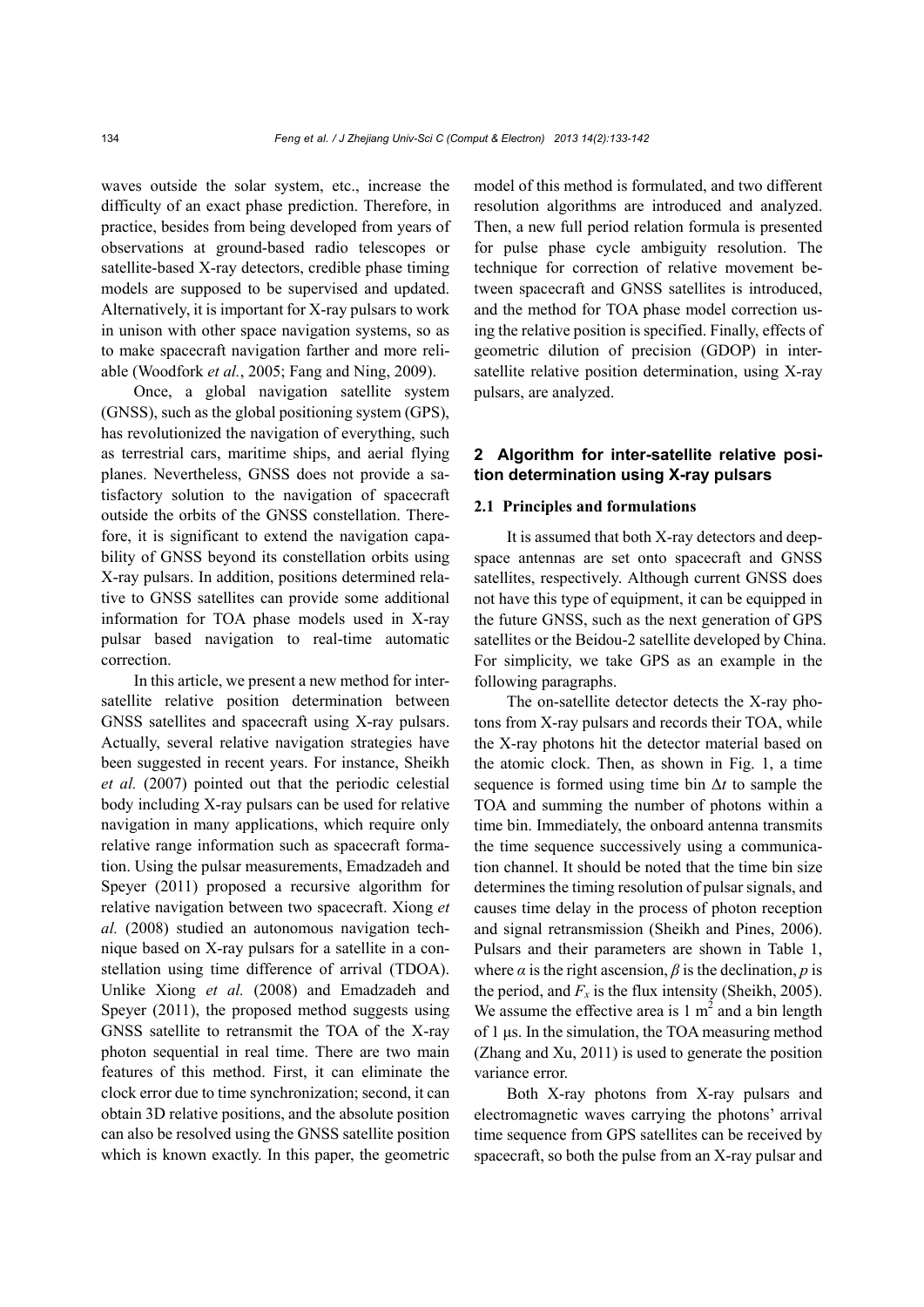waves outside the solar system, etc., increase the difficulty of an exact phase prediction. Therefore, in practice, besides from being developed from years of observations at ground-based radio telescopes or satellite-based X-ray detectors, credible phase timing models are supposed to be supervised and updated. Alternatively, it is important for X-ray pulsars to work in unison with other space navigation systems, so as to make spacecraft navigation farther and more reliable (Woodfork *et al.*, 2005; Fang and Ning, 2009).

Once, a global navigation satellite system (GNSS), such as the global positioning system (GPS), has revolutionized the navigation of everything, such as terrestrial cars, maritime ships, and aerial flying planes. Nevertheless, GNSS does not provide a satisfactory solution to the navigation of spacecraft outside the orbits of the GNSS constellation. Therefore, it is significant to extend the navigation capability of GNSS beyond its constellation orbits using X-ray pulsars. In addition, positions determined relative to GNSS satellites can provide some additional information for TOA phase models used in X-ray pulsar based navigation to real-time automatic correction.

In this article, we present a new method for inter-satellite relative position determination between GNSS satellites and spacecraft using X-ray pulsars. Actually, several relative navigation strategies have been suggested in recent years. For instance, Sheikh *et al.* (2007) pointed out that the periodic celestial body including X-ray pulsars can be used for relative navigation in many applications, which require only relative range information such as spacecraft formation. Using the pulsar measurements, Emadzadeh and Speyer (2011) proposed a recursive algorithm for relative navigation between two spacecraft. Xiong *et al.* (2008) studied an autonomous navigation technique based on X-ray pulsars for a satellite in a constellation using time difference of arrival (TDOA). Unlike Xiong *et al.* (2008) and Emadzadeh and Speyer (2011), the proposed method suggests using GNSS satellite to retransmit the TOA of the X-ray photon sequential in real time. There are two main features of this method. First, it can eliminate the clock error due to time synchronization; second, it can obtain 3D relative positions, and the absolute position can also be resolved using the GNSS satellite position which is known exactly. In this paper, the geometric model of this method is formulated, and two different resolution algorithms are introduced and analyzed. Then, a new full period relation formula is presented for pulse phase cycle ambiguity resolution. The technique for correction of relative movement between spacecraft and GNSS satellites is introduced, and the method for TOA phase model correction using the relative position is specified. Finally, effects of geometric dilution of precision (GDOP) in inter-satellite relative position determination, using X-ray pulsars, are analyzed.

## 2 Algorithm for inter-satellite relative position determination using X-ray pulsars

### 2.1 Principles and formulations

It is assumed that both X-ray detectors and deep-space antennas are set onto spacecraft and GNSS satellites, respectively. Although current GNSS does not have this type of equipment, it can be equipped in the future GNSS, such as the next generation of GPS satellites or the Beidou-2 satellite developed by China. For simplicity, we take GPS as an example in the following paragraphs.

The on-satellite detector detects the X-ray photons from X-ray pulsars and records their TOA, while the X-ray photons hit the detector material based on the atomic clock. Then, as shown in Fig. 1, a time sequence is formed using time bin $\Delta t$ to sample the TOA and summing the number of photons within a time bin. Immediately, the onboard antenna transmits the time sequence successively using a communication channel. It should be noted that the time bin size determines the timing resolution of pulsar signals, and causes time delay in the process of photon reception and signal retransmission (Sheikh and Pines, 2006). Pulsars and their parameters are shown in Table 1, where $\alpha$ is the right ascension, $\beta$ is the declination, $p$ is the period, and $F_x$ is the flux intensity (Sheikh, 2005). We assume the effective area is 1 $m^2$ and a bin length of 1 μs. In the simulation, the TOA measuring method (Zhang and Xu, 2011) is used to generate the position variance error.

Both X-ray photons from X-ray pulsars and electromagnetic waves carrying the photons' arrival time sequence from GPS satellites can be received by spacecraft, so both the pulse from an X-ray pulsar and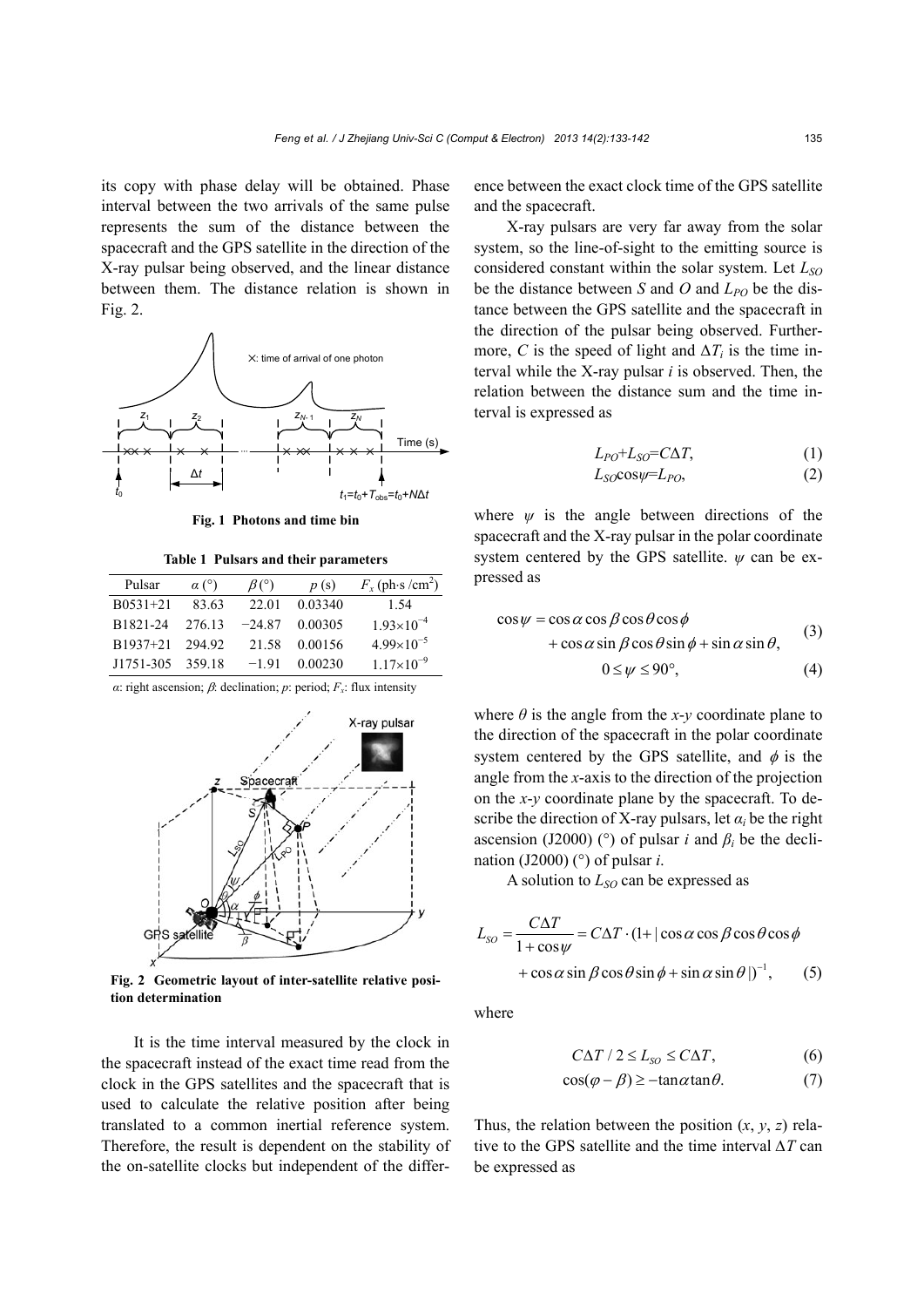its copy with phase delay will be obtained. Phase interval between the two arrivals of the same pulse represents the sum of the distance between the spacecraft and the GPS satellite in the direction of the X-ray pulsar being observed, and the linear distance between them. The distance relation is shown in Fig. 2.

**Fig. 1 Photons and time bin**

**Table 1 Pulsars and their parameters**

| Pulsar | $\alpha$ (°) | $\beta$ (°) | $p$ (s) | $F_x$ (ph·s /cm$^2$) |
|---|---|---|---|---|
| B0531+21 | 83.63 | 22.01 | 0.03340 | 1.54 |
| B1821-24 | 276.13 | −24.87 | 0.00305 | $1.93\times10^{-4}$ |
| B1937+21 | 294.92 | 21.58 | 0.00156 | $4.99\times10^{-5}$ |
| J1751-305 | 359.18 | −1.91 | 0.00230 | $1.17\times10^{-9}$ |

$\alpha$: right ascension; $\beta$: declination; $p$: period; $F_x$: flux intensity

**Fig. 2 Geometric layout of inter-satellite relative position determination**

It is the time interval measured by the clock in the spacecraft instead of the exact time read from the clock in the GPS satellites and the spacecraft that is used to calculate the relative position after being translated to a common inertial reference system. Therefore, the result is dependent on the stability of the on-satellite clocks but independent of the difference between the exact clock time of the GPS satellite and the spacecraft.

X-ray pulsars are very far away from the solar system, so the line-of-sight to the emitting source is considered constant within the solar system. Let $L_{SO}$ be the distance between $S$ and $O$ and $L_{PO}$ be the distance between the GPS satellite and the spacecraft in the direction of the pulsar being observed. Furthermore, $C$ is the speed of light and $\Delta T_i$ is the time interval while the X-ray pulsar $i$ is observed. Then, the relation between the distance sum and the time interval is expressed as

$$L_{PO}+L_{SO}=C\Delta T, \tag{1}$$

$$L_{SO}\cos\psi=L_{PO}, \tag{2}$$

where $\psi$ is the angle between directions of the spacecraft and the X-ray pulsar in the polar coordinate system centered by the GPS satellite. $\psi$ can be expressed as

$$\cos\psi = \cos\alpha\cos\beta\cos\theta\cos\phi + \cos\alpha\sin\beta\cos\theta\sin\phi + \sin\alpha\sin\theta, \tag{3}$$

$$0 \le \psi \le 90°, \tag{4}$$

where $\theta$ is the angle from the $x$-$y$ coordinate plane to the direction of the spacecraft in the polar coordinate system centered by the GPS satellite, and $\phi$ is the angle from the $x$-axis to the direction of the projection on the $x$-$y$ coordinate plane by the spacecraft. To describe the direction of X-ray pulsars, let $\alpha_i$ be the right ascension (J2000) (°) of pulsar $i$ and $\beta_i$ be the declination (J2000) (°) of pulsar $i$.

A solution to $L_{SO}$ can be expressed as

$$L_{SO} = \frac{C\Delta T}{1+\cos\psi} = C\Delta T\cdot(1+|\cos\alpha\cos\beta\cos\theta\cos\phi + \cos\alpha\sin\beta\cos\theta\sin\phi + \sin\alpha\sin\theta|)^{-1}, \tag{5}$$

where

$$C\Delta T/2 \le L_{SO} \le C\Delta T, \tag{6}$$

$$\cos(\varphi-\beta) \ge -\tan\alpha\tan\theta. \tag{7}$$

Thus, the relation between the position ($x$, $y$, $z$) relative to the GPS satellite and the time interval $\Delta T$ can be expressed as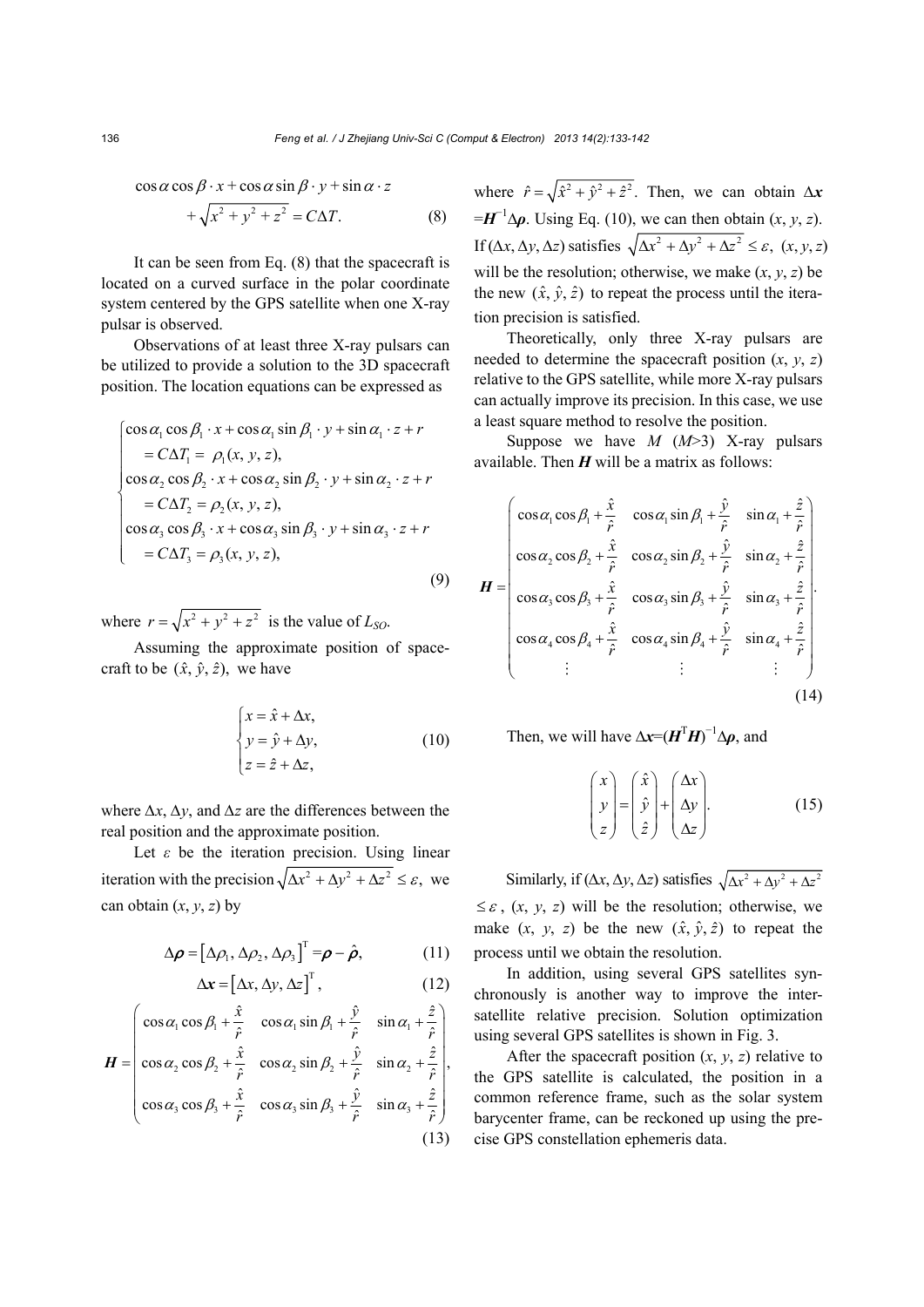$$\cos\alpha\cos\beta\cdot x+\cos\alpha\sin\beta\cdot y+\sin\alpha\cdot z+\sqrt{x^2+y^2+z^2}=C\Delta T. \tag{8}$$

It can be seen from Eq. (8) that the spacecraft is located on a curved surface in the polar coordinate system centered by the GPS satellite when one X-ray pulsar is observed.

Observations of at least three X-ray pulsars can be utilized to provide a solution to the 3D spacecraft position. The location equations can be expressed as

$$\begin{cases}\cos\alpha_1\cos\beta_1\cdot x+\cos\alpha_1\sin\beta_1\cdot y+\sin\alpha_1\cdot z+r\\ \quad =C\Delta T_1=\rho_1(x,y,z),\\ \cos\alpha_2\cos\beta_2\cdot x+\cos\alpha_2\sin\beta_2\cdot y+\sin\alpha_2\cdot z+r\\ \quad =C\Delta T_2=\rho_2(x,y,z),\\ \cos\alpha_3\cos\beta_3\cdot x+\cos\alpha_3\sin\beta_3\cdot y+\sin\alpha_3\cdot z+r\\ \quad =C\Delta T_3=\rho_3(x,y,z),\end{cases} \tag{9}$$

where $r=\sqrt{x^2+y^2+z^2}$ is the value of $L_{SO}$.

Assuming the approximate position of spacecraft to be $(\hat{x},\hat{y},\hat{z})$, we have

$$\begin{cases}x=\hat{x}+\Delta x,\\ y=\hat{y}+\Delta y,\\ z=\hat{z}+\Delta z,\end{cases} \tag{10}$$

where $\Delta x$, $\Delta y$, and $\Delta z$ are the differences between the real position and the approximate position.

Let $\varepsilon$ be the iteration precision. Using linear iteration with the precision $\sqrt{\Delta x^2+\Delta y^2+\Delta z^2}\le\varepsilon$, we can obtain $(x, y, z)$ by

$$\Delta\boldsymbol{\rho}=\left[\Delta\rho_1,\Delta\rho_2,\Delta\rho_3\right]^{\mathrm{T}}=\boldsymbol{\rho}-\hat{\boldsymbol{\rho}}, \tag{11}$$

$$\Delta\boldsymbol{x}=\left[\Delta x,\Delta y,\Delta z\right]^{\mathrm{T}}, \tag{12}$$

$$\boldsymbol{H}=\begin{pmatrix}\cos\alpha_1\cos\beta_1+\dfrac{\hat{x}}{\hat{r}} & \cos\alpha_1\sin\beta_1+\dfrac{\hat{y}}{\hat{r}} & \sin\alpha_1+\dfrac{\hat{z}}{\hat{r}}\\ \cos\alpha_2\cos\beta_2+\dfrac{\hat{x}}{\hat{r}} & \cos\alpha_2\sin\beta_2+\dfrac{\hat{y}}{\hat{r}} & \sin\alpha_2+\dfrac{\hat{z}}{\hat{r}}\\ \cos\alpha_3\cos\beta_3+\dfrac{\hat{x}}{\hat{r}} & \cos\alpha_3\sin\beta_3+\dfrac{\hat{y}}{\hat{r}} & \sin\alpha_3+\dfrac{\hat{z}}{\hat{r}}\end{pmatrix}, \tag{13}$$

where $\hat{r}=\sqrt{\hat{x}^2+\hat{y}^2+\hat{z}^2}$. Then, we can obtain $\Delta\boldsymbol{x}=\boldsymbol{H}^{-1}\Delta\boldsymbol{\rho}$. Using Eq. (10), we can then obtain $(x, y, z)$. If $(\Delta x, \Delta y, \Delta z)$ satisfies $\sqrt{\Delta x^2+\Delta y^2+\Delta z^2}\le\varepsilon$, $(x, y, z)$ will be the resolution; otherwise, we make $(x, y, z)$ be the new $(\hat{x},\hat{y},\hat{z})$ to repeat the process until the iteration precision is satisfied.

Theoretically, only three X-ray pulsars are needed to determine the spacecraft position $(x, y, z)$ relative to the GPS satellite, while more X-ray pulsars can actually improve its precision. In this case, we use a least square method to resolve the position.

Suppose we have $M$ ($M$>3) X-ray pulsars available. Then $\boldsymbol{H}$ will be a matrix as follows:

$$\boldsymbol{H}=\begin{pmatrix}\cos\alpha_1\cos\beta_1+\dfrac{\hat{x}}{\hat{r}} & \cos\alpha_1\sin\beta_1+\dfrac{\hat{y}}{\hat{r}} & \sin\alpha_1+\dfrac{\hat{z}}{\hat{r}}\\ \cos\alpha_2\cos\beta_2+\dfrac{\hat{x}}{\hat{r}} & \cos\alpha_2\sin\beta_2+\dfrac{\hat{y}}{\hat{r}} & \sin\alpha_2+\dfrac{\hat{z}}{\hat{r}}\\ \cos\alpha_3\cos\beta_3+\dfrac{\hat{x}}{\hat{r}} & \cos\alpha_3\sin\beta_3+\dfrac{\hat{y}}{\hat{r}} & \sin\alpha_3+\dfrac{\hat{z}}{\hat{r}}\\ \cos\alpha_4\cos\beta_4+\dfrac{\hat{x}}{\hat{r}} & \cos\alpha_4\sin\beta_4+\dfrac{\hat{y}}{\hat{r}} & \sin\alpha_4+\dfrac{\hat{z}}{\hat{r}}\\ \vdots & \vdots & \vdots\end{pmatrix}. \tag{14}$$

Then, we will have $\Delta\boldsymbol{x}=(\boldsymbol{H}^{\mathrm{T}}\boldsymbol{H})^{-1}\Delta\boldsymbol{\rho}$, and

$$\begin{pmatrix}x\\ y\\ z\end{pmatrix}=\begin{pmatrix}\hat{x}\\ \hat{y}\\ \hat{z}\end{pmatrix}+\begin{pmatrix}\Delta x\\ \Delta y\\ \Delta z\end{pmatrix}. \tag{15}$$

Similarly, if $(\Delta x, \Delta y, \Delta z)$ satisfies $\sqrt{\Delta x^2+\Delta y^2+\Delta z^2}\le\varepsilon$, $(x, y, z)$ will be the resolution; otherwise, we make $(x, y, z)$ be the new $(\hat{x},\hat{y},\hat{z})$ to repeat the process until we obtain the resolution.

In addition, using several GPS satellites synchronously is another way to improve the inter-satellite relative precision. Solution optimization using several GPS satellites is shown in Fig. 3.

After the spacecraft position $(x, y, z)$ relative to the GPS satellite is calculated, the position in a common reference frame, such as the solar system barycenter frame, can be reckoned up using the precise GPS constellation ephemeris data.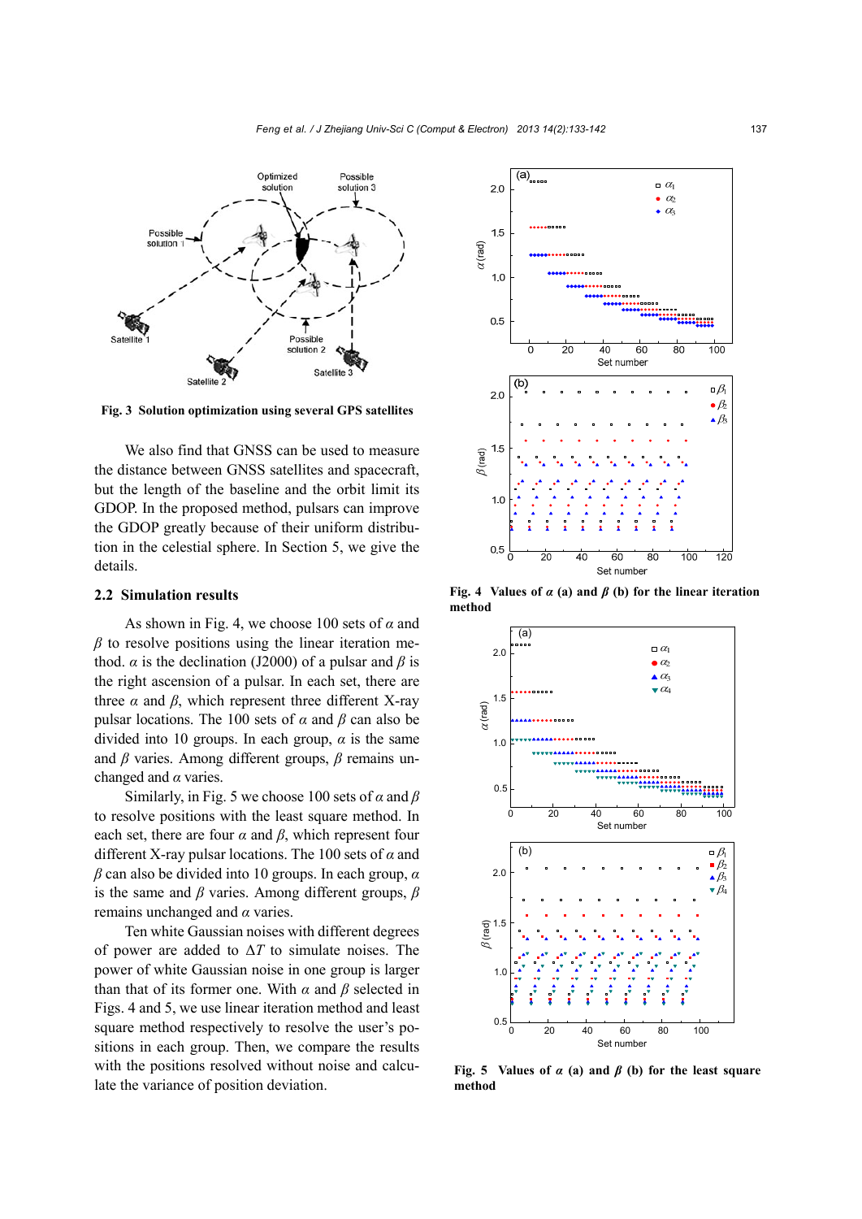Fig. 3 Solution optimization using several GPS satellites

We also find that GNSS can be used to measure the distance between GNSS satellites and spacecraft, but the length of the baseline and the orbit limit its GDOP. In the proposed method, pulsars can improve the GDOP greatly because of their uniform distribution in the celestial sphere. In Section 5, we give the details.

## 2.2 Simulation results

As shown in Fig. 4, we choose 100 sets of $\alpha$ and $\beta$ to resolve positions using the linear iteration method. $\alpha$ is the declination (J2000) of a pulsar and $\beta$ is the right ascension of a pulsar. In each set, there are three $\alpha$ and $\beta$, which represent three different X-ray pulsar locations. The 100 sets of $\alpha$ and $\beta$ can also be divided into 10 groups. In each group, $\alpha$ is the same and $\beta$ varies. Among different groups, $\beta$ remains unchanged and $\alpha$ varies.

Similarly, in Fig. 5 we choose 100 sets of $\alpha$ and $\beta$ to resolve positions with the least square method. In each set, there are four $\alpha$ and $\beta$, which represent four different X-ray pulsar locations. The 100 sets of $\alpha$ and $\beta$ can also be divided into 10 groups. In each group, $\alpha$ is the same and $\beta$ varies. Among different groups, $\beta$ remains unchanged and $\alpha$ varies.

Ten white Gaussian noises with different degrees of power are added to $\Delta T$ to simulate noises. The power of white Gaussian noise in one group is larger than that of its former one. With $\alpha$ and $\beta$ selected in Figs. 4 and 5, we use linear iteration method and least square method respectively to resolve the user's positions in each group. Then, we compare the results with the positions resolved without noise and calculate the variance of position deviation.

Fig. 4 Values of $\alpha$ (a) and $\beta$ (b) for the linear iteration method

Fig. 5 Values of $\alpha$ (a) and $\beta$ (b) for the least square method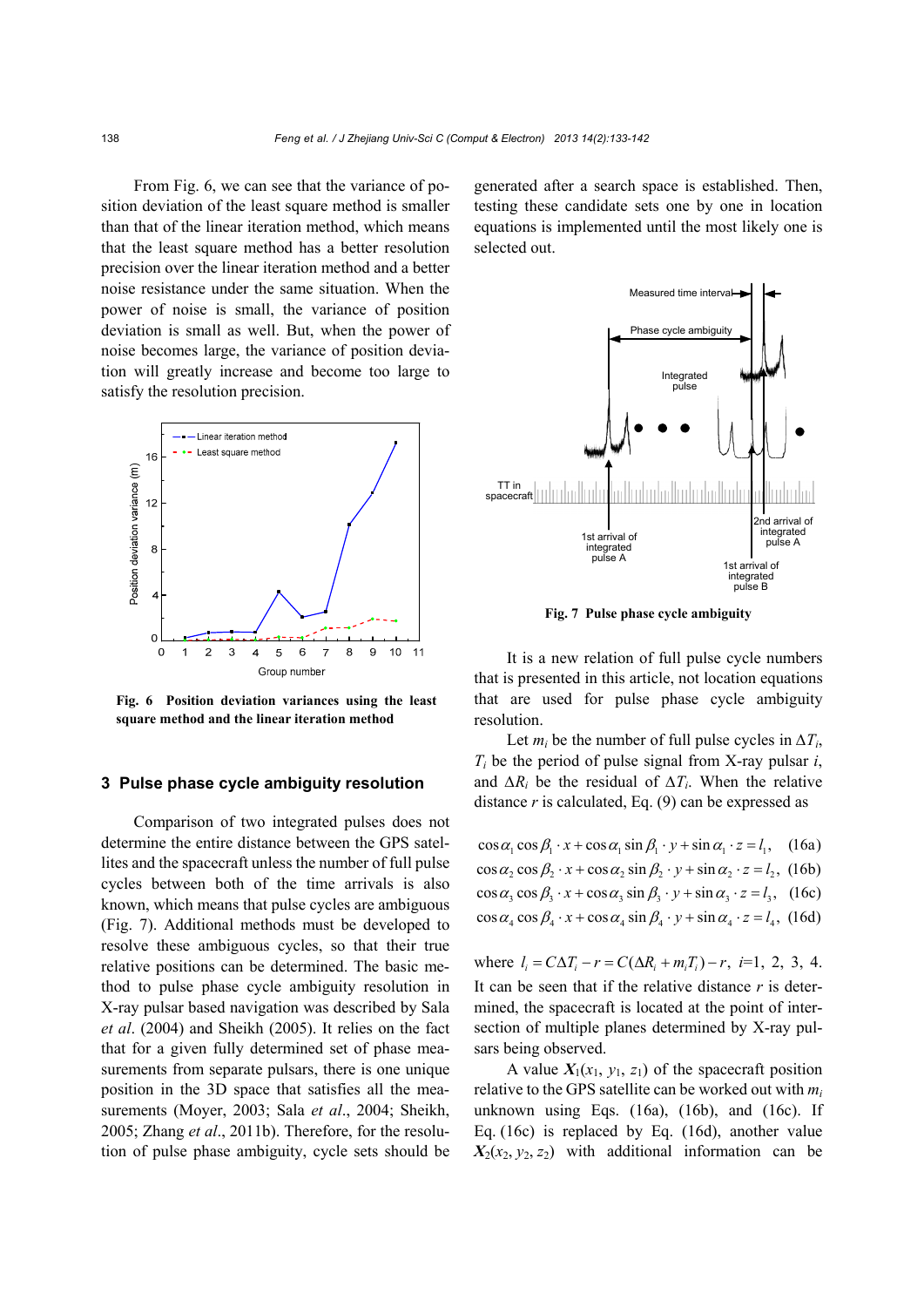From Fig. 6, we can see that the variance of position deviation of the least square method is smaller than that of the linear iteration method, which means that the least square method has a better resolution precision over the linear iteration method and a better noise resistance under the same situation. When the power of noise is small, the variance of position deviation is small as well. But, when the power of noise becomes large, the variance of position deviation will greatly increase and become too large to satisfy the resolution precision.

**Fig. 6 Position deviation variances using the least square method and the linear iteration method**

## 3 Pulse phase cycle ambiguity resolution

Comparison of two integrated pulses does not determine the entire distance between the GPS satellites and the spacecraft unless the number of full pulse cycles between both of the time arrivals is also known, which means that pulse cycles are ambiguous (Fig. 7). Additional methods must be developed to resolve these ambiguous cycles, so that their true relative positions can be determined. The basic method to pulse phase cycle ambiguity resolution in X-ray pulsar based navigation was described by Sala *et al*. (2004) and Sheikh (2005). It relies on the fact that for a given fully determined set of phase measurements from separate pulsars, there is one unique position in the 3D space that satisfies all the measurements (Moyer, 2003; Sala *et al*., 2004; Sheikh, 2005; Zhang *et al*., 2011b). Therefore, for the resolution of pulse phase ambiguity, cycle sets should be generated after a search space is established. Then, testing these candidate sets one by one in location equations is implemented until the most likely one is selected out.

**Fig. 7 Pulse phase cycle ambiguity**

It is a new relation of full pulse cycle numbers that is presented in this article, not location equations that are used for pulse phase cycle ambiguity resolution.

Let $m_i$ be the number of full pulse cycles in $\Delta T_i$, $T_i$ be the period of pulse signal from X-ray pulsar $i$, and $\Delta R_i$ be the residual of $\Delta T_i$. When the relative distance $r$ is calculated, Eq. (9) can be expressed as

$$\cos\alpha_1\cos\beta_1\cdot x+\cos\alpha_1\sin\beta_1\cdot y+\sin\alpha_1\cdot z=l_1,\quad\text{(16a)}$$

$$\cos\alpha_2\cos\beta_2\cdot x+\cos\alpha_2\sin\beta_2\cdot y+\sin\alpha_2\cdot z=l_2,\quad\text{(16b)}$$

$$\cos\alpha_3\cos\beta_3\cdot x+\cos\alpha_3\sin\beta_3\cdot y+\sin\alpha_3\cdot z=l_3,\quad\text{(16c)}$$

$$\cos\alpha_4\cos\beta_4\cdot x+\cos\alpha_4\sin\beta_4\cdot y+\sin\alpha_4\cdot z=l_4,\quad\text{(16d)}$$

where $l_i = C\Delta T_i - r = C(\Delta R_i + m_i T_i) - r$, $i$=1, 2, 3, 4. It can be seen that if the relative distance $r$ is determined, the spacecraft is located at the point of intersection of multiple planes determined by X-ray pulsars being observed.

A value $\boldsymbol{X}_1(x_1, y_1, z_1)$ of the spacecraft position relative to the GPS satellite can be worked out with $m_i$ unknown using Eqs. (16a), (16b), and (16c). If Eq. (16c) is replaced by Eq. (16d), another value $\boldsymbol{X}_2(x_2, y_2, z_2)$ with additional information can be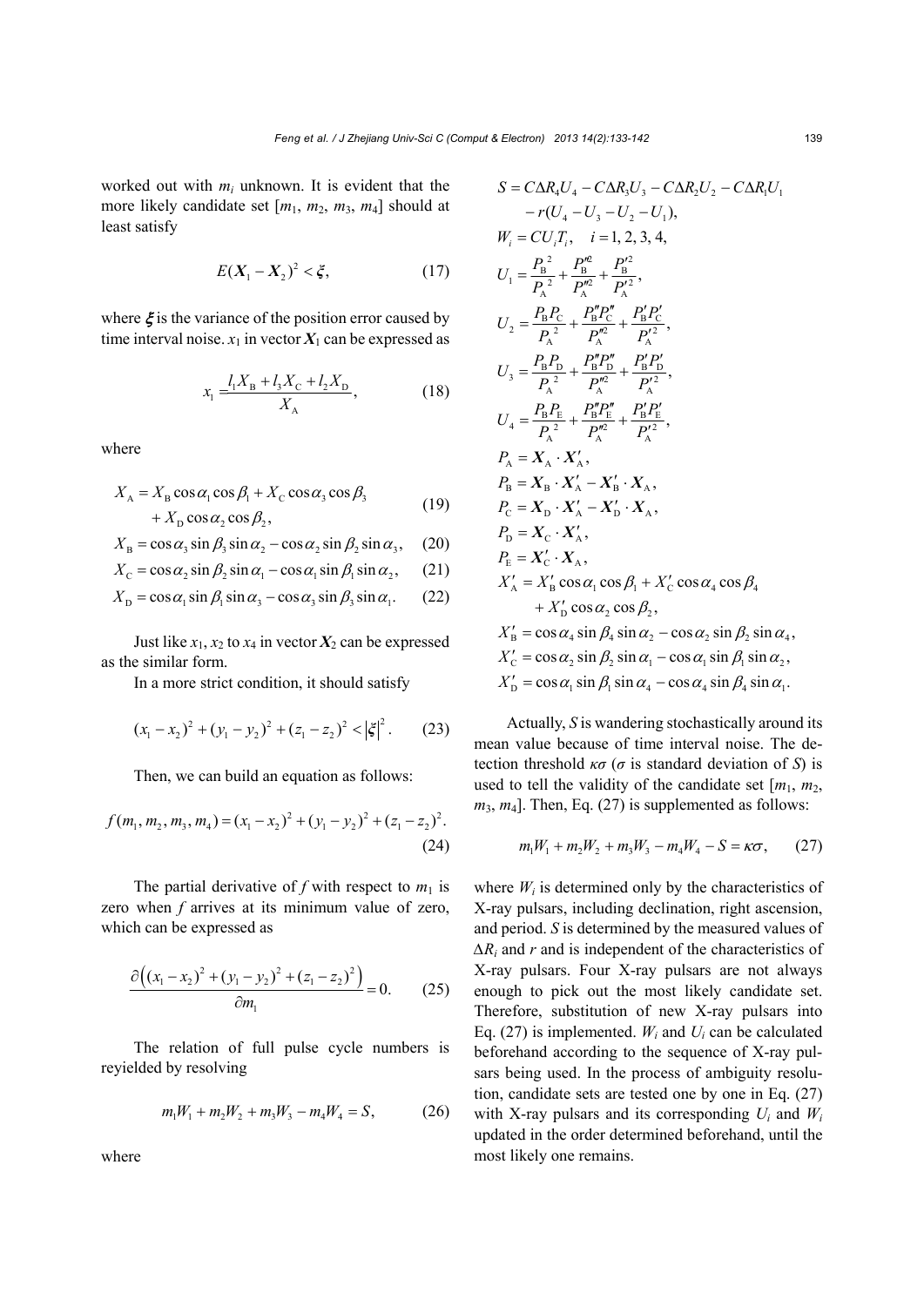worked out with $m_i$ unknown. It is evident that the more likely candidate set $[m_1, m_2, m_3, m_4]$ should at least satisfy

$$E(\boldsymbol{X}_1 - \boldsymbol{X}_2)^2 < \boldsymbol{\xi}, \tag{17}$$

where $\boldsymbol{\xi}$ is the variance of the position error caused by time interval noise. $x_1$ in vector $\boldsymbol{X}_1$ can be expressed as

$$x_1 = \frac{l_1 X_\mathrm{B} + l_3 X_\mathrm{C} + l_2 X_\mathrm{D}}{X_\mathrm{A}}, \tag{18}$$

where

$$X_\mathrm{A} = X_\mathrm{B}\cos\alpha_1\cos\beta_1 + X_\mathrm{C}\cos\alpha_3\cos\beta_3 + X_\mathrm{D}\cos\alpha_2\cos\beta_2, \tag{19}$$

$$X_\mathrm{B} = \cos\alpha_3\sin\beta_3\sin\alpha_2 - \cos\alpha_2\sin\beta_2\sin\alpha_3, \tag{20}$$

$$X_\mathrm{C} = \cos\alpha_2\sin\beta_2\sin\alpha_1 - \cos\alpha_1\sin\beta_1\sin\alpha_2, \tag{21}$$

$$X_\mathrm{D} = \cos\alpha_1\sin\beta_1\sin\alpha_3 - \cos\alpha_3\sin\beta_3\sin\alpha_1. \tag{22}$$

Just like $x_1$, $x_2$ to $x_4$ in vector $\boldsymbol{X}_2$ can be expressed as the similar form.

In a more strict condition, it should satisfy

$$(x_1 - x_2)^2 + (y_1 - y_2)^2 + (z_1 - z_2)^2 < |\boldsymbol{\xi}|^2. \tag{23}$$

Then, we can build an equation as follows:

$$f(m_1, m_2, m_3, m_4) = (x_1 - x_2)^2 + (y_1 - y_2)^2 + (z_1 - z_2)^2. \tag{24}$$

The partial derivative of $f$ with respect to $m_1$ is zero when $f$ arrives at its minimum value of zero, which can be expressed as

$$\frac{\partial\left((x_1 - x_2)^2 + (y_1 - y_2)^2 + (z_1 - z_2)^2\right)}{\partial m_1} = 0. \tag{25}$$

The relation of full pulse cycle numbers is reyielded by resolving

$$m_1 W_1 + m_2 W_2 + m_3 W_3 - m_4 W_4 = S, \tag{26}$$

where

$$\begin{aligned}
S &= C\Delta R_4 U_4 - C\Delta R_3 U_3 - C\Delta R_2 U_2 - C\Delta R_1 U_1 \\
&\quad - r(U_4 - U_3 - U_2 - U_1), \\
W_i &= C U_i T_i, \quad i = 1, 2, 3, 4, \\
U_1 &= \frac{P_\mathrm{B}^2}{P_\mathrm{A}^2} + \frac{P_\mathrm{B}''^2}{P_\mathrm{A}''^2} + \frac{P_\mathrm{B}'^2}{P_\mathrm{A}'^2}, \\
U_2 &= \frac{P_\mathrm{B} P_\mathrm{C}}{P_\mathrm{A}^2} + \frac{P_\mathrm{B}'' P_\mathrm{C}''}{P_\mathrm{A}''^2} + \frac{P_\mathrm{B}' P_\mathrm{C}'}{P_\mathrm{A}'^2}, \\
U_3 &= \frac{P_\mathrm{B} P_\mathrm{D}}{P_\mathrm{A}^2} + \frac{P_\mathrm{B}'' P_\mathrm{D}''}{P_\mathrm{A}''^2} + \frac{P_\mathrm{B}' P_\mathrm{D}'}{P_\mathrm{A}'^2}, \\
U_4 &= \frac{P_\mathrm{B} P_\mathrm{E}}{P_\mathrm{A}^2} + \frac{P_\mathrm{B}'' P_\mathrm{E}''}{P_\mathrm{A}''^2} + \frac{P_\mathrm{B}' P_\mathrm{E}'}{P_\mathrm{A}'^2}, \\
P_\mathrm{A} &= \boldsymbol{X}_\mathrm{A} \cdot \boldsymbol{X}_\mathrm{A}', \\
P_\mathrm{B} &= \boldsymbol{X}_\mathrm{B} \cdot \boldsymbol{X}_\mathrm{A}' - \boldsymbol{X}_\mathrm{B}' \cdot \boldsymbol{X}_\mathrm{A}, \\
P_\mathrm{C} &= \boldsymbol{X}_\mathrm{D} \cdot \boldsymbol{X}_\mathrm{A}' - \boldsymbol{X}_\mathrm{D}' \cdot \boldsymbol{X}_\mathrm{A}, \\
P_\mathrm{D} &= \boldsymbol{X}_\mathrm{C} \cdot \boldsymbol{X}_\mathrm{A}', \\
P_\mathrm{E} &= \boldsymbol{X}_\mathrm{C}' \cdot \boldsymbol{X}_\mathrm{A}, \\
X_\mathrm{A}' &= X_\mathrm{B}'\cos\alpha_1\cos\beta_1 + X_\mathrm{C}'\cos\alpha_4\cos\beta_4 \\
&\quad + X_\mathrm{D}'\cos\alpha_2\cos\beta_2, \\
X_\mathrm{B}' &= \cos\alpha_4\sin\beta_4\sin\alpha_2 - \cos\alpha_2\sin\beta_2\sin\alpha_4, \\
X_\mathrm{C}' &= \cos\alpha_2\sin\beta_2\sin\alpha_1 - \cos\alpha_1\sin\beta_1\sin\alpha_2, \\
X_\mathrm{D}' &= \cos\alpha_1\sin\beta_1\sin\alpha_4 - \cos\alpha_4\sin\beta_4\sin\alpha_1.
\end{aligned}$$

Actually, $S$ is wandering stochastically around its mean value because of time interval noise. The detection threshold $\kappa\sigma$ ($\sigma$ is standard deviation of $S$) is used to tell the validity of the candidate set $[m_1, m_2, m_3, m_4]$. Then, Eq. (27) is supplemented as follows:

$$m_1 W_1 + m_2 W_2 + m_3 W_3 - m_4 W_4 - S = \kappa\sigma, \tag{27}$$

where $W_i$ is determined only by the characteristics of X-ray pulsars, including declination, right ascension, and period. $S$ is determined by the measured values of $\Delta R_i$ and $r$ and is independent of the characteristics of X-ray pulsars. Four X-ray pulsars are not always enough to pick out the most likely candidate set. Therefore, substitution of new X-ray pulsars into Eq. (27) is implemented. $W_i$ and $U_i$ can be calculated beforehand according to the sequence of X-ray pulsars being used. In the process of ambiguity resolution, candidate sets are tested one by one in Eq. (27) with X-ray pulsars and its corresponding $U_i$ and $W_i$ updated in the order determined beforehand, until the most likely one remains.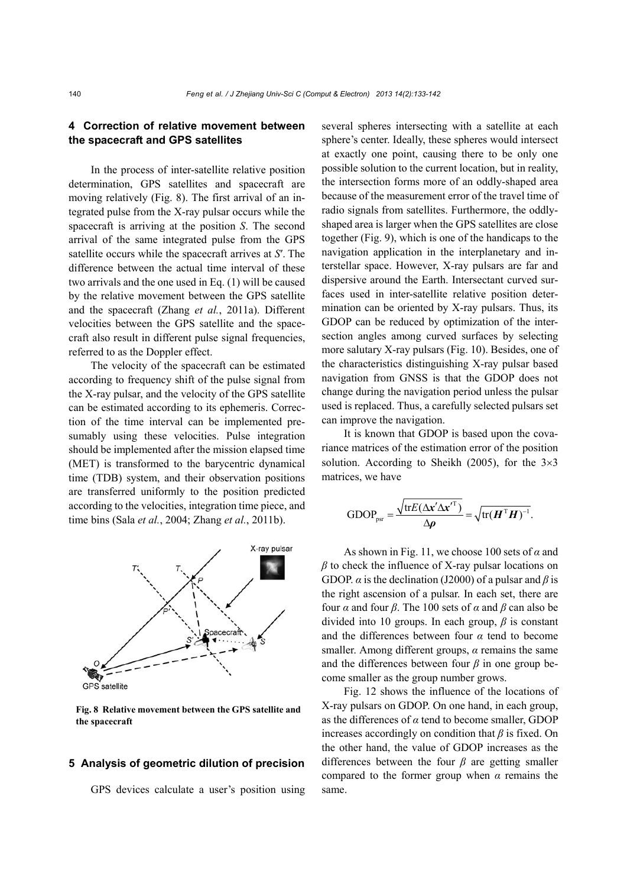## 4 Correction of relative movement between the spacecraft and GPS satellites

In the process of inter-satellite relative position determination, GPS satellites and spacecraft are moving relatively (Fig. 8). The first arrival of an integrated pulse from the X-ray pulsar occurs while the spacecraft is arriving at the position *S*. The second arrival of the same integrated pulse from the GPS satellite occurs while the spacecraft arrives at *S*′. The difference between the actual time interval of these two arrivals and the one used in Eq. (1) will be caused by the relative movement between the GPS satellite and the spacecraft (Zhang *et al.*, 2011a). Different velocities between the GPS satellite and the spacecraft also result in different pulse signal frequencies, referred to as the Doppler effect.

The velocity of the spacecraft can be estimated according to frequency shift of the pulse signal from the X-ray pulsar, and the velocity of the GPS satellite can be estimated according to its ephemeris. Correction of the time interval can be implemented presumably using these velocities. Pulse integration should be implemented after the mission elapsed time (MET) is transformed to the barycentric dynamical time (TDB) system, and their observation positions are transferred uniformly to the position predicted according to the velocities, integration time piece, and time bins (Sala *et al.*, 2004; Zhang *et al.*, 2011b).

**Fig. 8 Relative movement between the GPS satellite and the spacecraft**

## 5 Analysis of geometric dilution of precision

GPS devices calculate a user's position using several spheres intersecting with a satellite at each sphere's center. Ideally, these spheres would intersect at exactly one point, causing there to be only one possible solution to the current location, but in reality, the intersection forms more of an oddly-shaped area because of the measurement error of the travel time of radio signals from satellites. Furthermore, the oddly-shaped area is larger when the GPS satellites are close together (Fig. 9), which is one of the handicaps to the navigation application in the interplanetary and interstellar space. However, X-ray pulsars are far and dispersive around the Earth. Intersectant curved surfaces used in inter-satellite relative position determination can be oriented by X-ray pulsars. Thus, its GDOP can be reduced by optimization of the intersection angles among curved surfaces by selecting more salutary X-ray pulsars (Fig. 10). Besides, one of the characteristics distinguishing X-ray pulsar based navigation from GNSS is that the GDOP does not change during the navigation period unless the pulsar used is replaced. Thus, a carefully selected pulsars set can improve the navigation.

It is known that GDOP is based upon the covariance matrices of the estimation error of the position solution. According to Sheikh (2005), for the 3×3 matrices, we have

$$\mathrm{GDOP}_{\mathrm{psr}}=\frac{\sqrt{\mathrm{tr}E(\Delta\boldsymbol{x}'\Delta\boldsymbol{x}'^{\mathrm{T}})}}{\Delta\boldsymbol{\rho}}=\sqrt{\mathrm{tr}(\boldsymbol{H}^{\mathrm{T}}\boldsymbol{H})^{-1}}.$$

As shown in Fig. 11, we choose 100 sets of $\alpha$ and $\beta$ to check the influence of X-ray pulsar locations on GDOP. $\alpha$ is the declination (J2000) of a pulsar and $\beta$ is the right ascension of a pulsar. In each set, there are four $\alpha$ and four $\beta$. The 100 sets of $\alpha$ and $\beta$ can also be divided into 10 groups. In each group, $\beta$ is constant and the differences between four $\alpha$ tend to become smaller. Among different groups, $\alpha$ remains the same and the differences between four $\beta$ in one group become smaller as the group number grows.

Fig. 12 shows the influence of the locations of X-ray pulsars on GDOP. On one hand, in each group, as the differences of $\alpha$ tend to become smaller, GDOP increases accordingly on condition that $\beta$ is fixed. On the other hand, the value of GDOP increases as the differences between the four $\beta$ are getting smaller compared to the former group when $\alpha$ remains the same.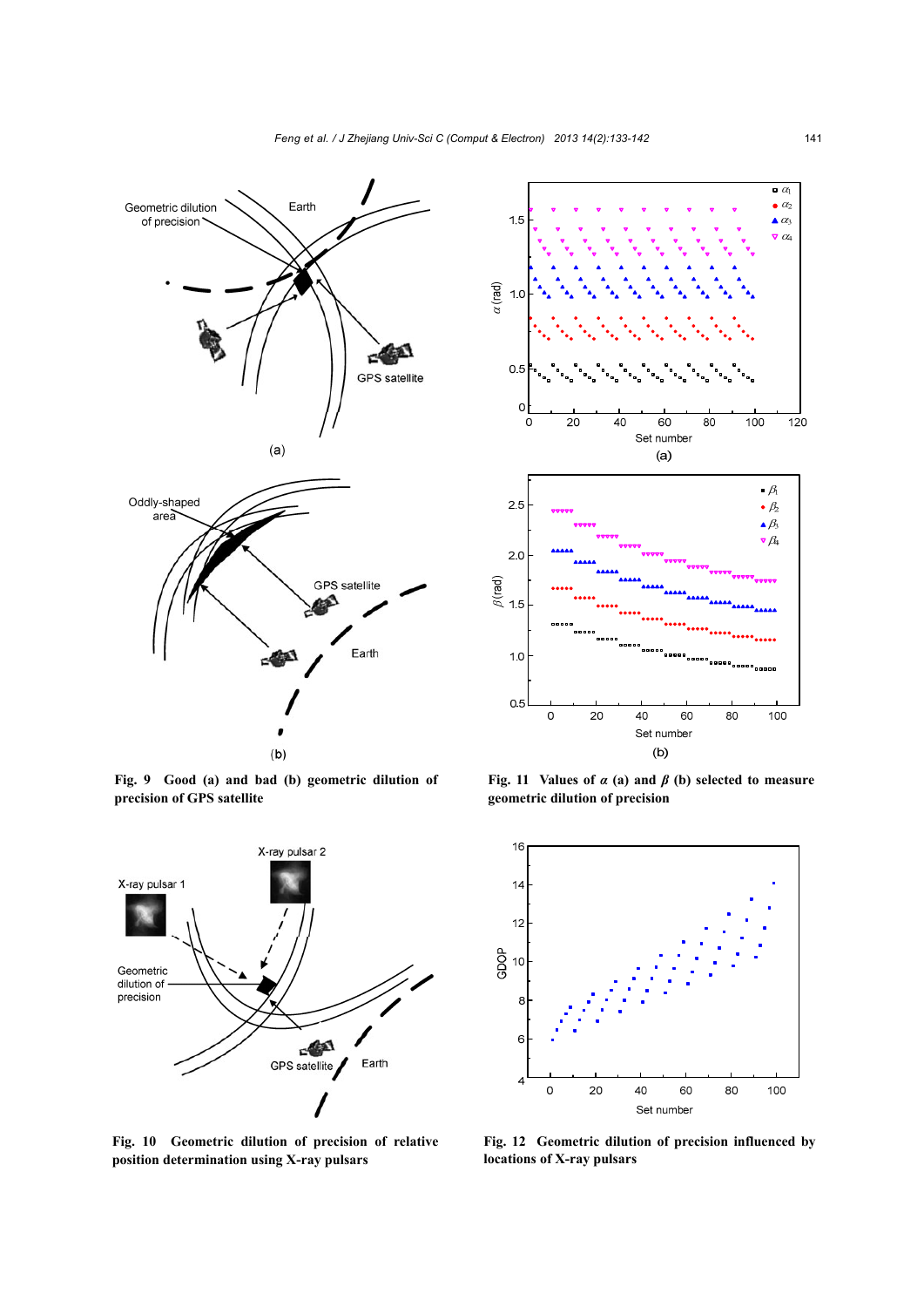**Fig. 9 Good (a) and bad (b) geometric dilution of precision of GPS satellite**

**Fig. 11 Values of $\alpha$ (a) and $\beta$ (b) selected to measure geometric dilution of precision**

**Fig. 10 Geometric dilution of precision of relative position determination using X-ray pulsars**

**Fig. 12 Geometric dilution of precision influenced by locations of X-ray pulsars**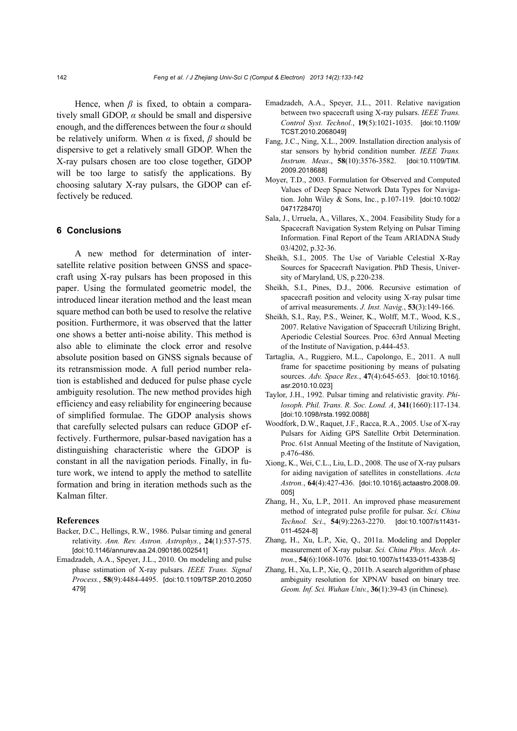Hence, when $\beta$ is fixed, to obtain a comparatively small GDOP, $\alpha$ should be small and dispersive enough, and the differences between the four $\alpha$ should be relatively uniform. When $\alpha$ is fixed, $\beta$ should be dispersive to get a relatively small GDOP. When the X-ray pulsars chosen are too close together, GDOP will be too large to satisfy the applications. By choosing salutary X-ray pulsars, the GDOP can effectively be reduced.

## 6 Conclusions

A new method for determination of inter-satellite relative position between GNSS and spacecraft using X-ray pulsars has been proposed in this paper. Using the formulated geometric model, the introduced linear iteration method and the least mean square method can both be used to resolve the relative position. Furthermore, it was observed that the latter one shows a better anti-noise ability. This method is also able to eliminate the clock error and resolve absolute position based on GNSS signals because of its retransmission mode. A full period number relation is established and deduced for pulse phase cycle ambiguity resolution. The new method provides high efficiency and easy reliability for engineering because of simplified formulae. The GDOP analysis shows that carefully selected pulsars can reduce GDOP effectively. Furthermore, pulsar-based navigation has a distinguishing characteristic where the GDOP is constant in all the navigation periods. Finally, in future work, we intend to apply the method to satellite formation and bring in iteration methods such as the Kalman filter.

### References

Backer, D.C., Hellings, R.W., 1986. Pulsar timing and general relativity. *Ann. Rev. Astron. Astrophys.*, **24**(1):537-575. [doi:10.1146/annurev.aa.24.090186.002541]

Emadzadeh, A.A., Speyer, J.L., 2010. On modeling and pulse phase sstimation of X-ray pulsars. *IEEE Trans. Signal Process.*, **58**(9):4484-4495. [doi:10.1109/TSP.2010.2050479]

Emadzadeh, A.A., Speyer, J.L., 2011. Relative navigation between two spacecraft using X-ray pulsars. *IEEE Trans. Control Syst. Technol.*, **19**(5):1021-1035. [doi:10.1109/TCST.2010.2068049]

Fang, J.C., Ning, X.L., 2009. Installation direction analysis of star sensors by hybrid condition number. *IEEE Trans. Instrum. Meas*., **58**(10):3576-3582. [doi:10.1109/TIM.2009.2018688]

Moyer, T.D., 2003. Formulation for Observed and Computed Values of Deep Space Network Data Types for Navigation. John Wiley & Sons, Inc., p.107-119. [doi:10.1002/0471728470]

Sala, J., Urruela, A., Villares, X., 2004. Feasibility Study for a Spacecraft Navigation System Relying on Pulsar Timing Information. Final Report of the Team ARIADNA Study 03/4202, p.32-36.

Sheikh, S.I., 2005. The Use of Variable Celestial X-Ray Sources for Spacecraft Navigation. PhD Thesis, University of Maryland, US, p.220-238.

Sheikh, S.I., Pines, D.J., 2006. Recursive estimation of spacecraft position and velocity using X-ray pulsar time of arrival measurements. *J. Inst. Navig.*, **53**(3):149-166.

Sheikh, S.I., Ray, P.S., Weiner, K., Wolff, M.T., Wood, K.S., 2007. Relative Navigation of Spacecraft Utilizing Bright, Aperiodic Celestial Sources. Proc. 63rd Annual Meeting of the Institute of Navigation, p.444-453.

Tartaglia, A., Ruggiero, M.L., Capolongo, E., 2011. A null frame for spacetime positioning by means of pulsating sources. *Adv. Space Res.*, **47**(4):645-653. [doi:10.1016/j.asr.2010.10.023]

Taylor, J.H., 1992. Pulsar timing and relativistic gravity. *Philosoph. Phil. Trans. R. Soc. Lond. A*, **341**(1660):117-134. [doi:10.1098/rsta.1992.0088]

Woodfork, D.W., Raquet, J.F., Racca, R.A., 2005. Use of X-ray Pulsars for Aiding GPS Satellite Orbit Determination. Proc. 61st Annual Meeting of the Institute of Navigation, p.476-486.

Xiong, K., Wei, C.L., Liu, L.D., 2008. The use of X-ray pulsars for aiding navigation of satellites in constellations. *Acta Astron.*, **64**(4):427-436. [doi:10.1016/j.actaastro.2008.09.005]

Zhang, H., Xu, L.P., 2011. An improved phase measurement method of integrated pulse profile for pulsar. *Sci. China Technol. Sci*., **54**(9):2263-2270. [doi:10.1007/s11431-011-4524-8]

Zhang, H., Xu, L.P., Xie, Q., 2011a. Modeling and Doppler measurement of X-ray pulsar. *Sci. China Phys. Mech. Astron*., **54**(6):1068-1076. [doi:10.1007/s11433-011-4338-5]

Zhang, H., Xu, L.P., Xie, Q., 2011b. A search algorithm of phase ambiguity resolution for XPNAV based on binary tree. *Geom. Inf. Sci. Wuhan Univ.*, **36**(1):39-43 (in Chinese).